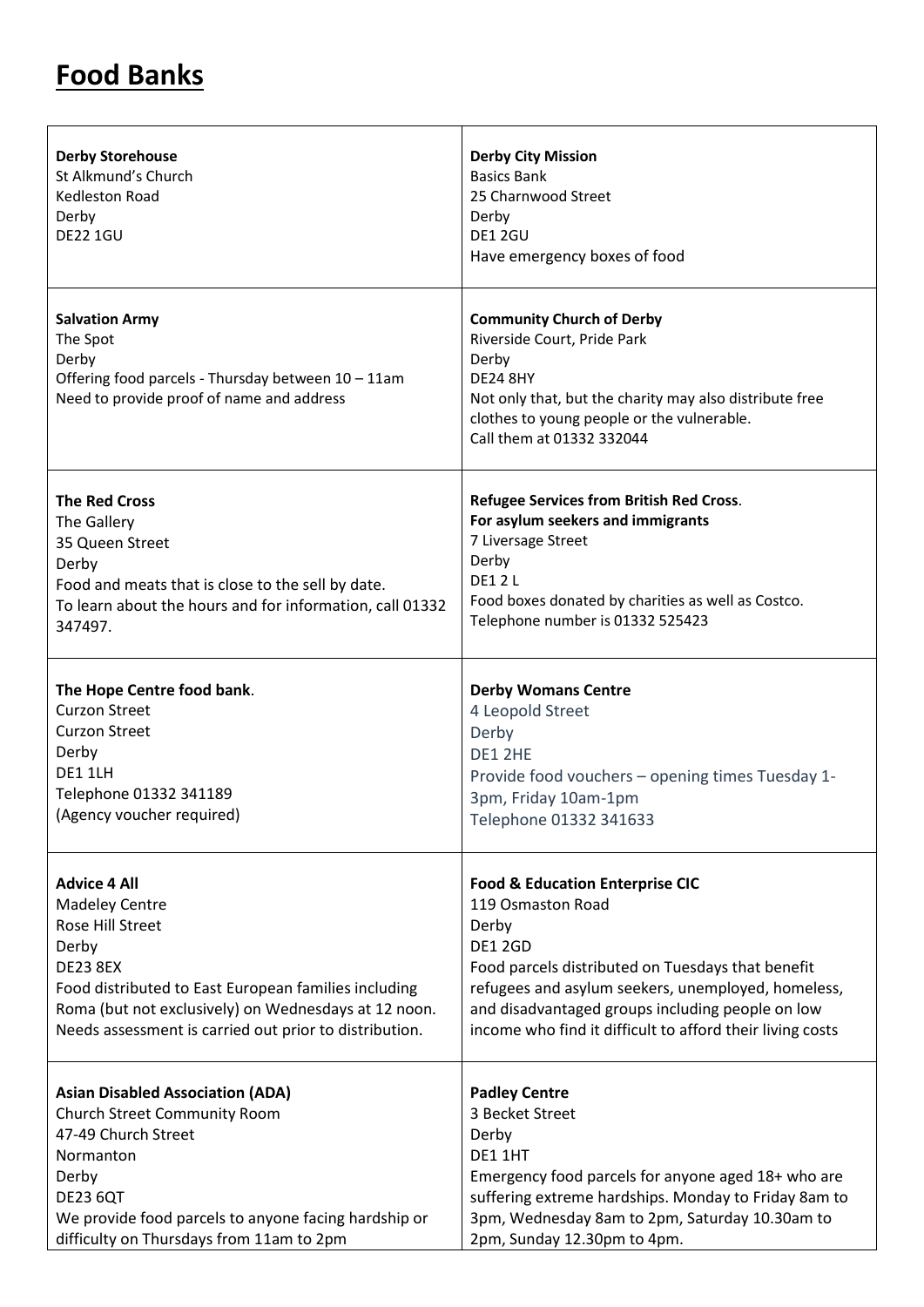# Food Banks

| | |
|---|---|
| **Derby Storehouse**<br>St Alkmund's Church<br>Kedleston Road<br>Derby<br>DE22 1GU | **Derby City Mission**<br>Basics Bank<br>25 Charnwood Street<br>Derby<br>DE1 2GU<br>Have emergency boxes of food |
| **Salvation Army**<br>The Spot<br>Derby<br>Offering food parcels - Thursday between 10 – 11am<br>Need to provide proof of name and address | **Community Church of Derby**<br>Riverside Court, Pride Park<br>Derby<br>DE24 8HY<br>Not only that, but the charity may also distribute free clothes to young people or the vulnerable.<br>Call them at 01332 332044 |
| **The Red Cross**<br>The Gallery<br>35 Queen Street<br>Derby<br>Food and meats that is close to the sell by date.<br>To learn about the hours and for information, call 01332 347497. | **Refugee Services from British Red Cross**.<br>**For asylum seekers and immigrants**<br>7 Liversage Street<br>Derby<br>DE1 2 L<br>Food boxes donated by charities as well as Costco.<br>Telephone number is 01332 525423 |
| **The Hope Centre food bank**.<br>Curzon Street<br>Curzon Street<br>Derby<br>DE1 1LH<br>Telephone 01332 341189<br>(Agency voucher required) | **Derby Womans Centre**<br>4 Leopold Street<br>Derby<br>DE1 2HE<br>Provide food vouchers – opening times Tuesday 1-3pm, Friday 10am-1pm<br>Telephone 01332 341633 |
| **Advice 4 All**<br>Madeley Centre<br>Rose Hill Street<br>Derby<br>DE23 8EX<br>Food distributed to East European families including Roma (but not exclusively) on Wednesdays at 12 noon. Needs assessment is carried out prior to distribution. | **Food & Education Enterprise CIC**<br>119 Osmaston Road<br>Derby<br>DE1 2GD<br>Food parcels distributed on Tuesdays that benefit refugees and asylum seekers, unemployed, homeless, and disadvantaged groups including people on low income who find it difficult to afford their living costs |
| **Asian Disabled Association (ADA)**<br>Church Street Community Room<br>47-49 Church Street<br>Normanton<br>Derby<br>DE23 6QT<br>We provide food parcels to anyone facing hardship or difficulty on Thursdays from 11am to 2pm | **Padley Centre**<br>3 Becket Street<br>Derby<br>DE1 1HT<br>Emergency food parcels for anyone aged 18+ who are suffering extreme hardships. Monday to Friday 8am to 3pm, Wednesday 8am to 2pm, Saturday 10.30am to 2pm, Sunday 12.30pm to 4pm. |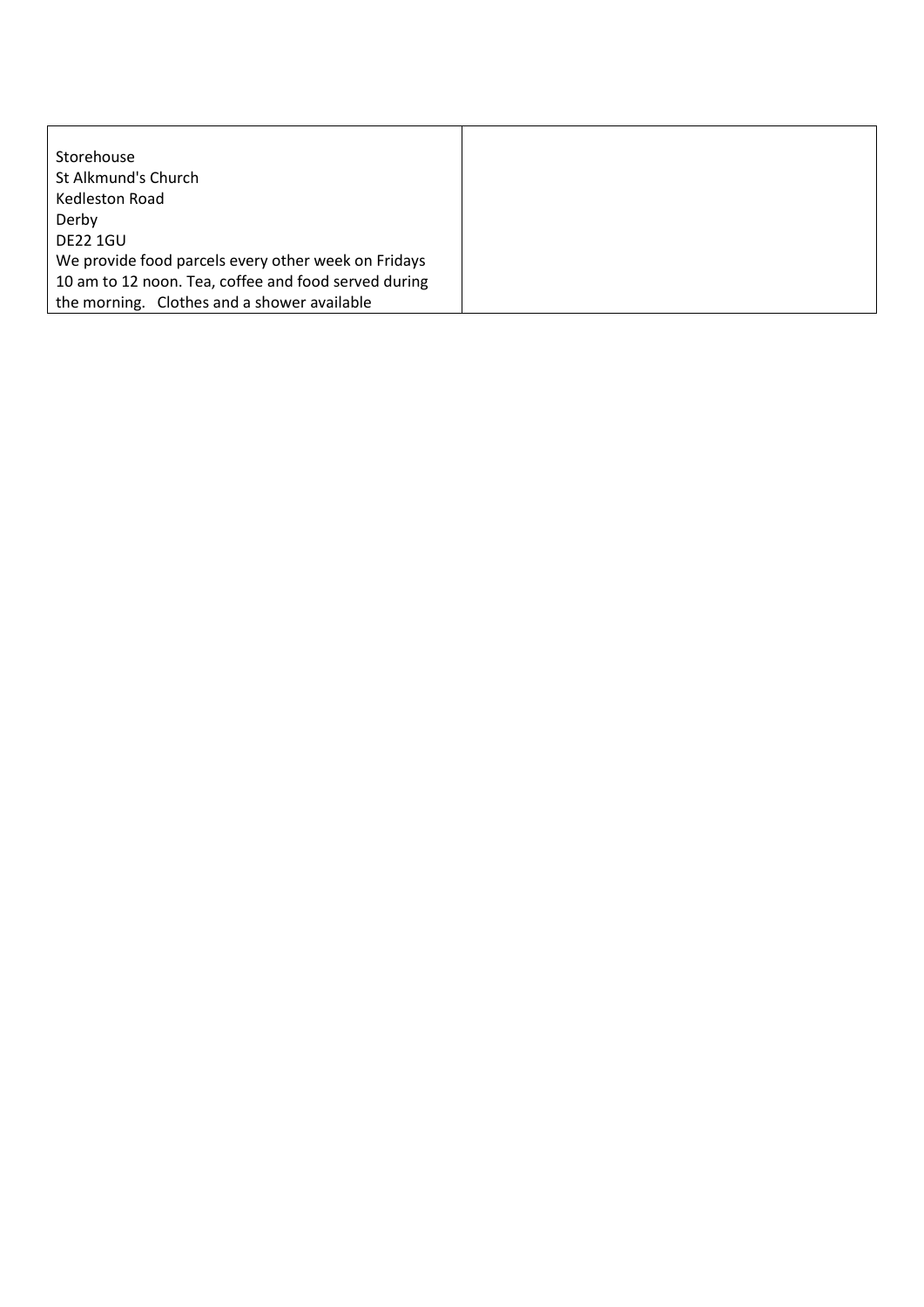| | |
|---|---|
| Storehouse<br>St Alkmund's Church<br>Kedleston Road<br>Derby<br>DE22 1GU<br>We provide food parcels every other week on Fridays 10 am to 12 noon. Tea, coffee and food served during the morning. Clothes and a shower available | |